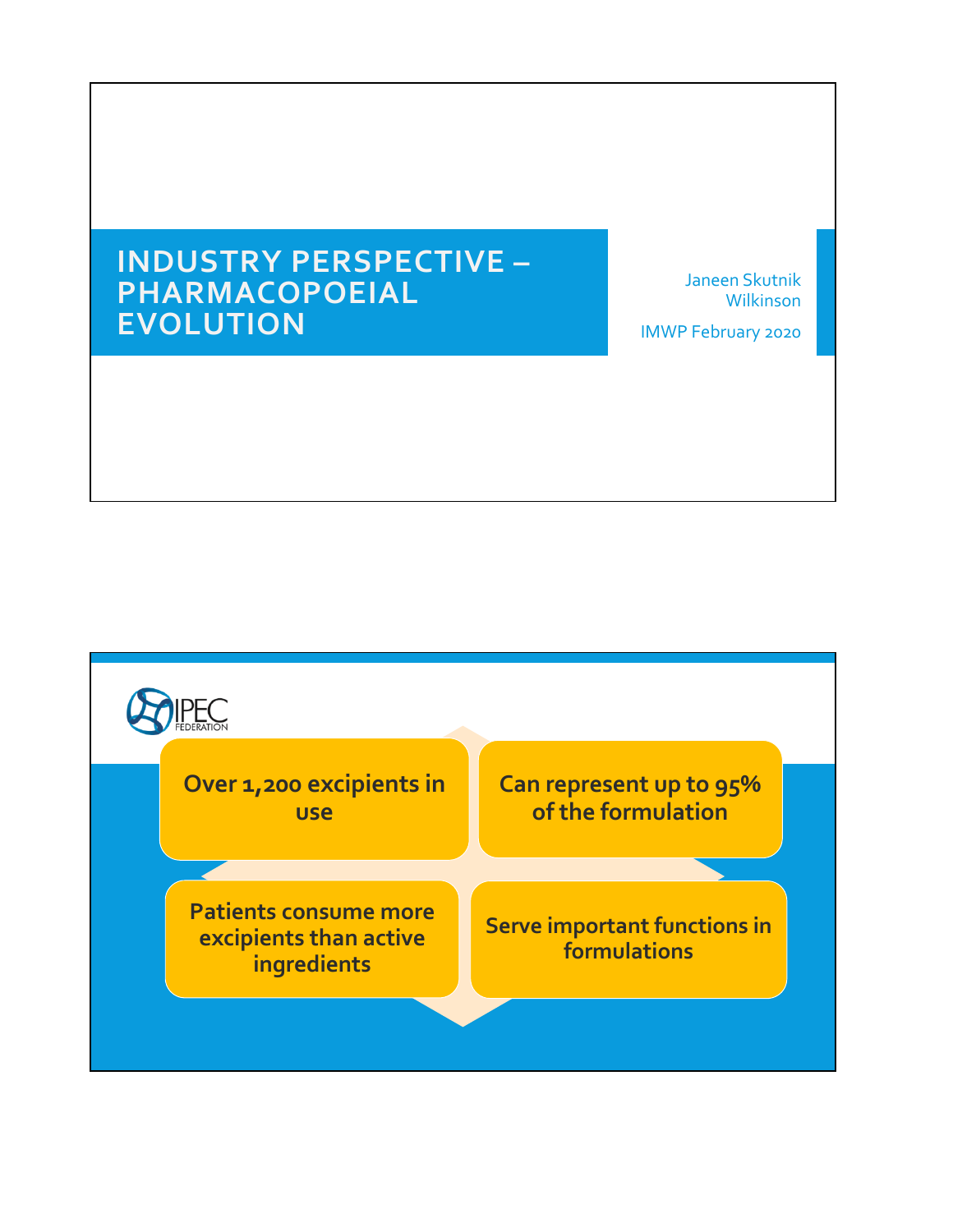# INDUSTRY PERSPECTIVE – PHARMACOPOEIAL EVOLUTION

Janeen Skutnik Wilkinson

IMWP February 2020

---

IPEC FEDERATION

- **Over 1,200 excipients in use**
- **Can represent up to 95% of the formulation**
- **Patients consume more excipients than active ingredients**
- **Serve important functions in formulations**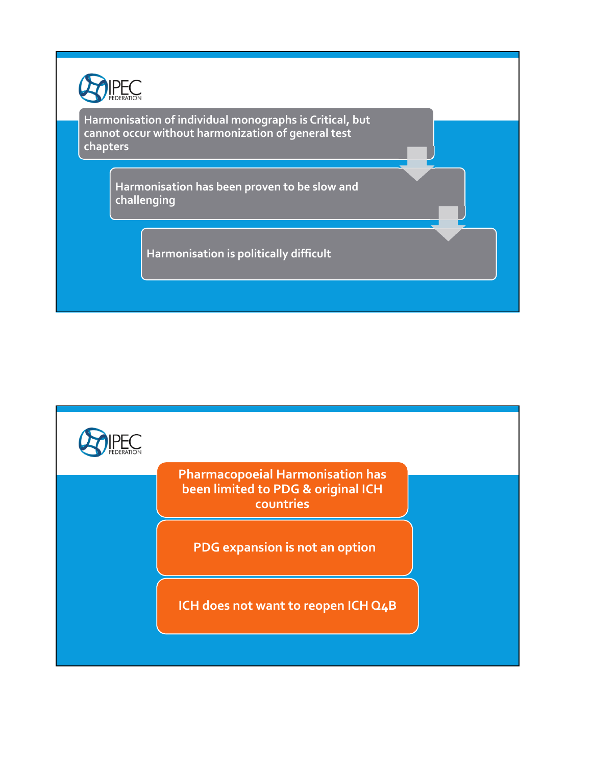IPEC FEDERATION

Harmonisation of individual monographs is Critical, but cannot occur without harmonization of general test chapters

Harmonisation has been proven to be slow and challenging

Harmonisation is politically difficult

IPEC FEDERATION

Pharmacopoeial Harmonisation has been limited to PDG & original ICH countries

PDG expansion is not an option

ICH does not want to reopen ICH Q4B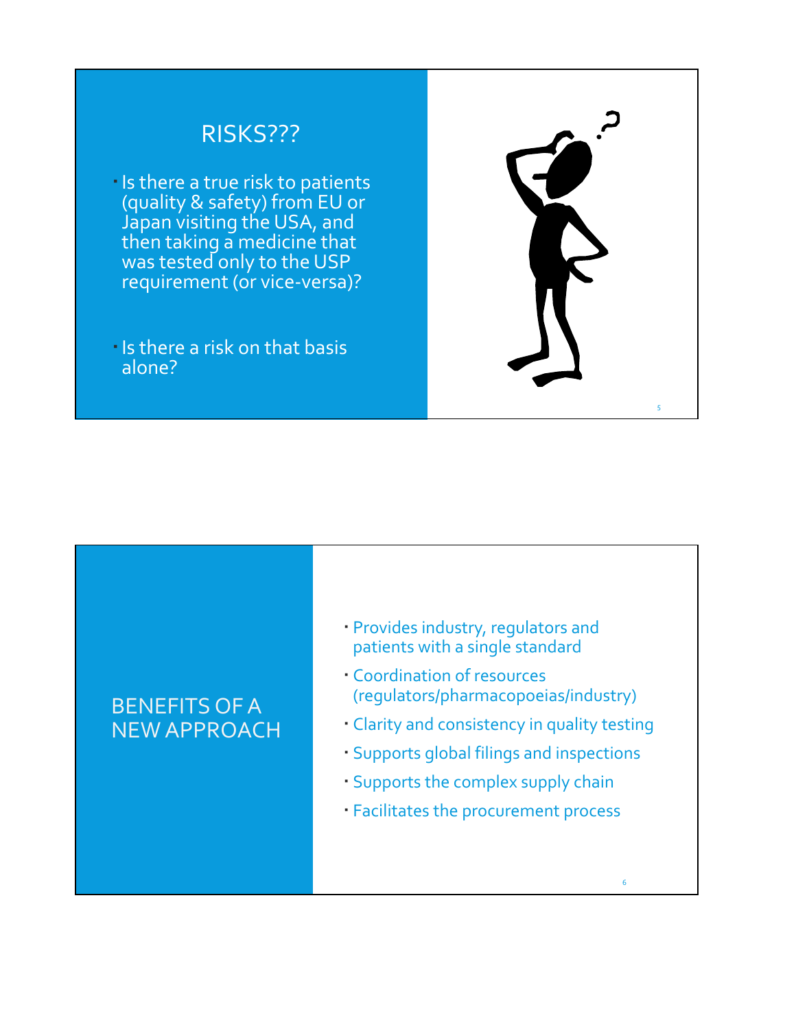## RISKS???

- Is there a true risk to patients (quality & safety) from EU or Japan visiting the USA, and then taking a medicine that was tested only to the USP requirement (or vice-versa)?

- Is there a risk on that basis alone?

## BENEFITS OF A NEW APPROACH

- Provides industry, regulators and patients with a single standard
- Coordination of resources (regulators/pharmacopoeias/industry)
- Clarity and consistency in quality testing
- Supports global filings and inspections
- Supports the complex supply chain
- Facilitates the procurement process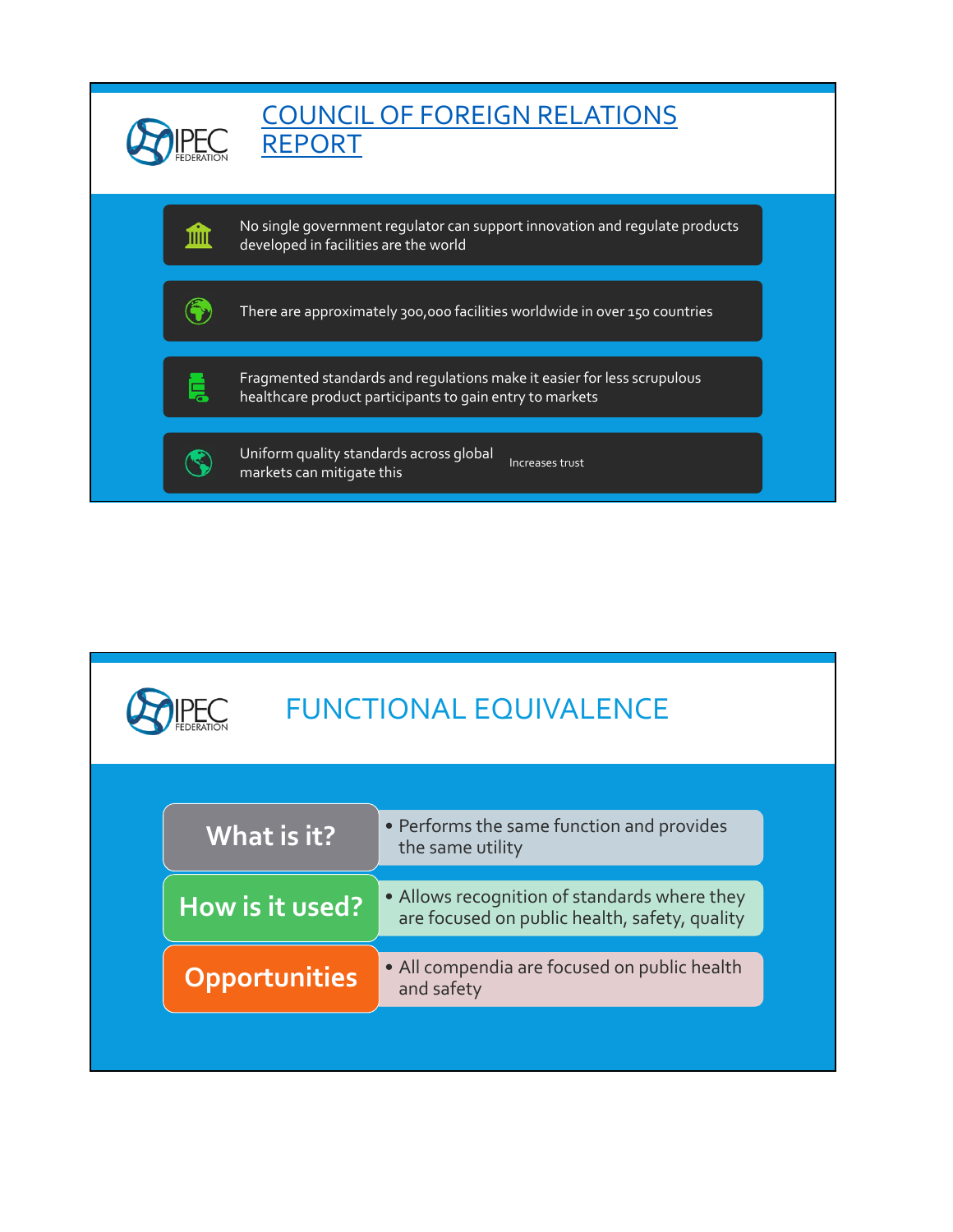# COUNCIL OF FOREIGN RELATIONS REPORT

- No single government regulator can support innovation and regulate products developed in facilities are the world
- There are approximately 300,000 facilities worldwide in over 150 countries
- Fragmented standards and regulations make it easier for less scrupulous healthcare product participants to gain entry to markets
- Uniform quality standards across global markets can mitigate this — Increases trust

# FUNCTIONAL EQUIVALENCE

**What is it?**
- Performs the same function and provides the same utility

**How is it used?**
- Allows recognition of standards where they are focused on public health, safety, quality

**Opportunities**
- All compendia are focused on public health and safety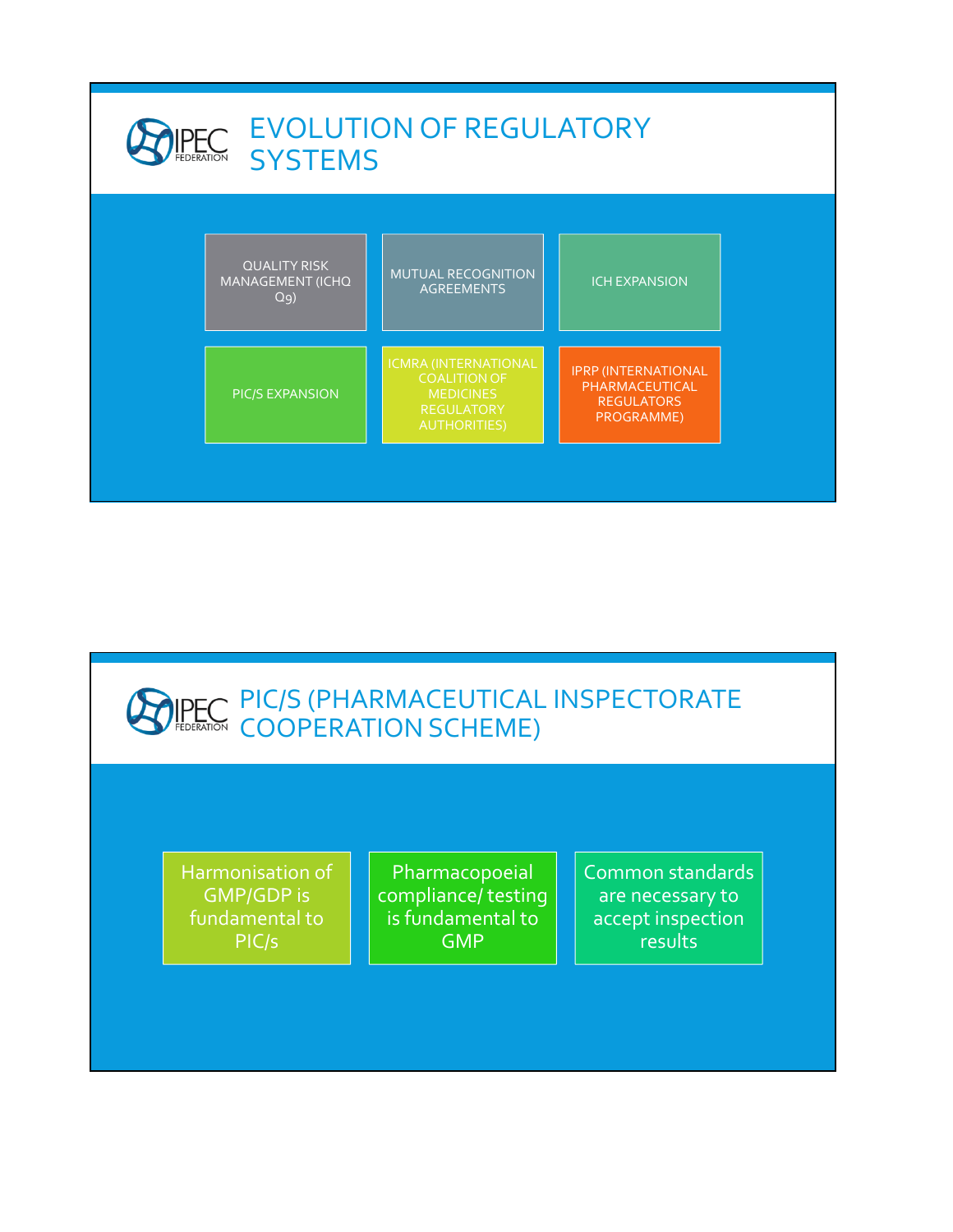# EVOLUTION OF REGULATORY SYSTEMS

- QUALITY RISK MANAGEMENT (ICHQ Q9)
- MUTUAL RECOGNITION AGREEMENTS
- ICH EXPANSION
- PIC/S EXPANSION
- ICMRA (INTERNATIONAL COALITION OF MEDICINES REGULATORY AUTHORITIES)
- IPRP (INTERNATIONAL PHARMACEUTICAL REGULATORS PROGRAMME)

# PIC/S (PHARMACEUTICAL INSPECTORATE COOPERATION SCHEME)

- Harmonisation of GMP/GDP is fundamental to PIC/s
- Pharmacopoeial compliance/ testing is fundamental to GMP
- Common standards are necessary to accept inspection results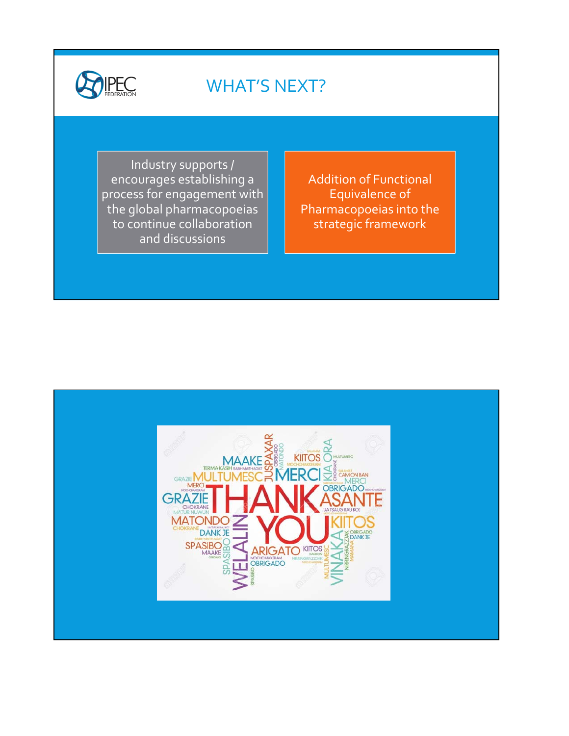## WHAT'S NEXT?

Industry supports / encourages establishing a process for engagement with the global pharmacopoeias to continue collaboration and discussions

Addition of Functional Equivalence of Pharmacopoeias into the strategic framework